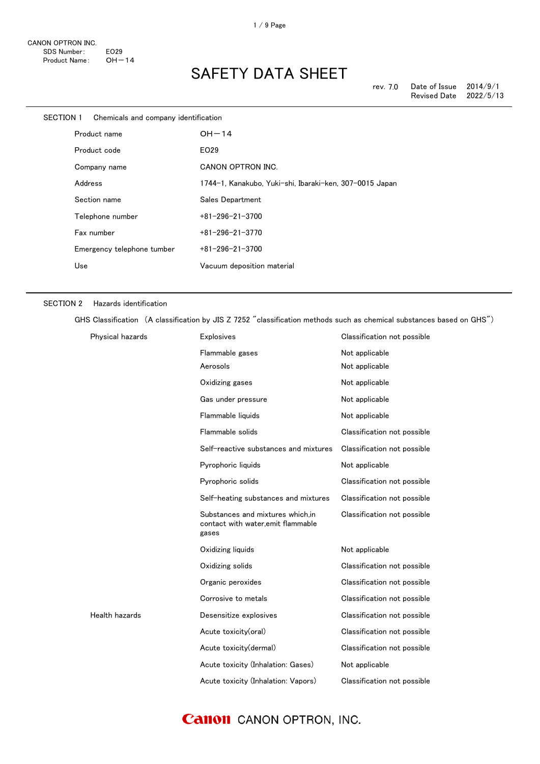CANON OPTRON INC.
SDS Number: EO29
Product Name: OH－14

# SAFETY DATA SHEET

rev. 7.0 Date of Issue 2014/9/1
Revised Date 2022/5/13

## SECTION 1 Chemicals and company identification

| | |
|---|---|
| Product name | OH－14 |
| Product code | EO29 |
| Company name | CANON OPTRON INC. |
| Address | 1744-1, Kanakubo, Yuki-shi, Ibaraki-ken, 307-0015 Japan |
| Section name | Sales Department |
| Telephone number | +81-296-21-3700 |
| Fax number | +81-296-21-3770 |
| Emergency telephone tumber | +81-296-21-3700 |
| Use | Vacuum deposition material |

## SECTION 2 Hazards identification

GHS Classification （A classification by JIS Z 7252 "classification methods such as chemical substances based on GHS"）

| | | |
|---|---|---|
| Physical hazards | Explosives | Classification not possible |
| | Flammable gases | Not applicable |
| | Aerosols | Not applicable |
| | Oxidizing gases | Not applicable |
| | Gas under pressure | Not applicable |
| | Flammable liquids | Not applicable |
| | Flammable solids | Classification not possible |
| | Self-reactive substances and mixtures | Classification not possible |
| | Pyrophoric liquids | Not applicable |
| | Pyrophoric solids | Classification not possible |
| | Self-heating substances and mixtures | Classification not possible |
| | Substances and mixtures which,in contact with water,emit flammable gases | Classification not possible |
| | Oxidizing liquids | Not applicable |
| | Oxidizing solids | Classification not possible |
| | Organic peroxides | Classification not possible |
| | Corrosive to metals | Classification not possible |
| Health hazards | Desensitize explosives | Classification not possible |
| | Acute toxicity(oral) | Classification not possible |
| | Acute toxicity(dermal) | Classification not possible |
| | Acute toxicity (Inhalation: Gases) | Not applicable |
| | Acute toxicity (Inhalation: Vapors) | Classification not possible |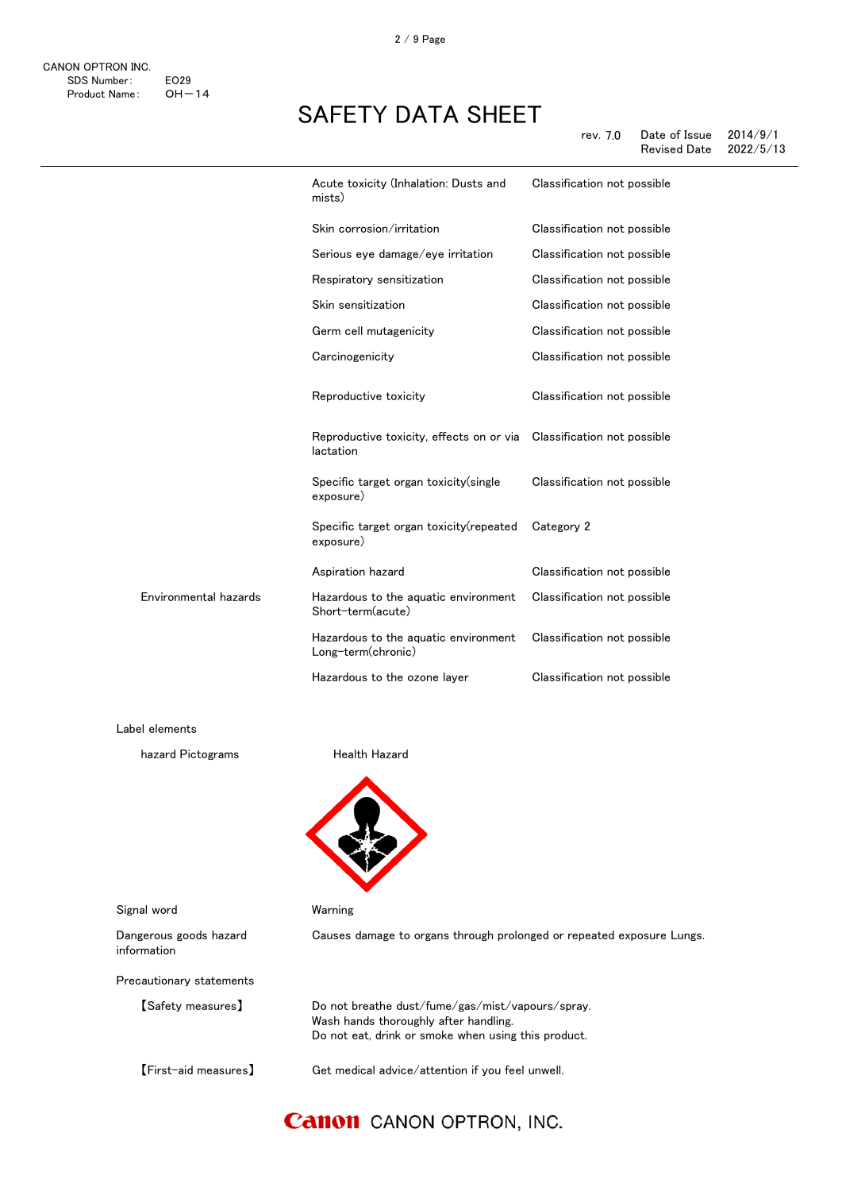| | | |
|---|---|---|
| | Acute toxicity (Inhalation: Dusts and mists) | Classification not possible |
| | Skin corrosion/irritation | Classification not possible |
| | Serious eye damage/eye irritation | Classification not possible |
| | Respiratory sensitization | Classification not possible |
| | Skin sensitization | Classification not possible |
| | Germ cell mutagenicity | Classification not possible |
| | Carcinogenicity | Classification not possible |
| | Reproductive toxicity | Classification not possible |
| | Reproductive toxicity, effects on or via lactation | Classification not possible |
| | Specific target organ toxicity(single exposure) | Classification not possible |
| | Specific target organ toxicity(repeated exposure) | Category 2 |
| | Aspiration hazard | Classification not possible |
| Environmental hazards | Hazardous to the aquatic environment Short-term(acute) | Classification not possible |
| | Hazardous to the aquatic environment Long-term(chronic) | Classification not possible |
| | Hazardous to the ozone layer | Classification not possible |

Label elements

hazard Pictograms — Health Hazard

Signal word: Warning

Dangerous goods hazard information: Causes damage to organs through prolonged or repeated exposure Lungs.

Precautionary statements

【Safety measures】
Do not breathe dust/fume/gas/mist/vapours/spray.
Wash hands thoroughly after handling.
Do not eat, drink or smoke when using this product.

【First-aid measures】
Get medical advice/attention if you feel unwell.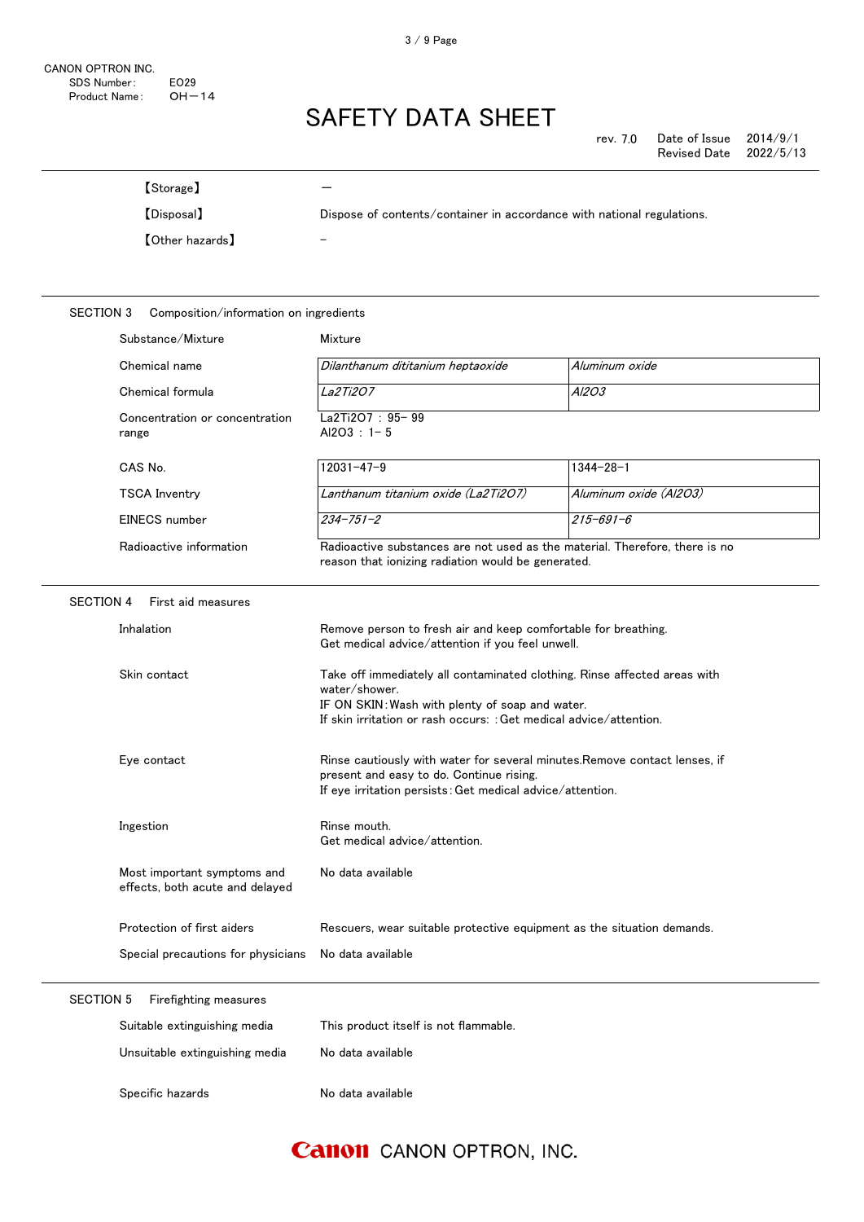| | |
|---|---|
| 【Storage】 | — |
| 【Disposal】 | Dispose of contents/container in accordance with national regulations. |
| 【Other hazards】 | – |

## SECTION 3 Composition/information on ingredients

| | | |
|---|---|---|
| Substance/Mixture | Mixture | |
| Chemical name | *Dilanthanum dititanium heptaoxide* | *Aluminum oxide* |
| Chemical formula | *$La_2Ti_2O_7$* | *$Al_2O_3$* |
| Concentration or concentration range | $La_2Ti_2O_7$ : 95– 99<br>$Al_2O_3$ : 1– 5 | |
| CAS No. | 12031–47–9 | 1344–28–1 |
| TSCA Inventry | *Lanthanum titanium oxide ($La_2Ti_2O_7$)* | *Aluminum oxide ($Al_2O_3$)* |
| EINECS number | *234–751–2* | *215–691–6* |
| Radioactive information | Radioactive substances are not used as the material. Therefore, there is no reason that ionizing radiation would be generated. | |

## SECTION 4 First aid measures

| | |
|---|---|
| Inhalation | Remove person to fresh air and keep comfortable for breathing.<br>Get medical advice/attention if you feel unwell. |
| Skin contact | Take off immediately all contaminated clothing. Rinse affected areas with water/shower.<br>IF ON SKIN:Wash with plenty of soap and water.<br>If skin irritation or rash occurs: :Get medical advice/attention. |
| Eye contact | Rinse cautiously with water for several minutes.Remove contact lenses, if present and easy to do. Continue rising.<br>If eye irritation persists:Get medical advice/attention. |
| Ingestion | Rinse mouth.<br>Get medical advice/attention. |
| Most important symptoms and effects, both acute and delayed | No data available |
| Protection of first aiders | Rescuers, wear suitable protective equipment as the situation demands. |
| Special precautions for physicians | No data available |

## SECTION 5 Firefighting measures

| | |
|---|---|
| Suitable extinguishing media | This product itself is not flammable. |
| Unsuitable extinguishing media | No data available |
| Specific hazards | No data available |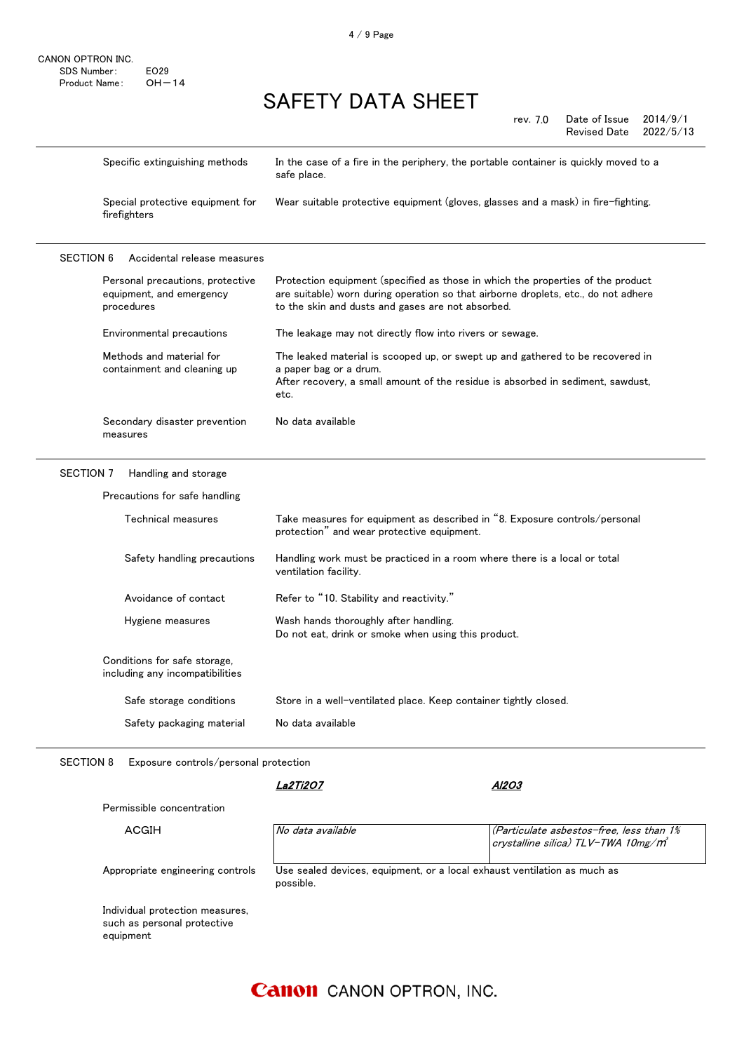| | |
|---|---|
| Specific extinguishing methods | In the case of a fire in the periphery, the portable container is quickly moved to a safe place. |
| Special protective equipment for firefighters | Wear suitable protective equipment (gloves, glasses and a mask) in fire-fighting. |

## SECTION 6 Accidental release measures

| | |
|---|---|
| Personal precautions, protective equipment, and emergency procedures | Protection equipment (specified as those in which the properties of the product are suitable) worn during operation so that airborne droplets, etc., do not adhere to the skin and dusts and gases are not absorbed. |
| Environmental precautions | The leakage may not directly flow into rivers or sewage. |
| Methods and material for containment and cleaning up | The leaked material is scooped up, or swept up and gathered to be recovered in a paper bag or a drum.<br>After recovery, a small amount of the residue is absorbed in sediment, sawdust, etc. |
| Secondary disaster prevention measures | No data available |

## SECTION 7 Handling and storage

Precautions for safe handling

| | |
|---|---|
| Technical measures | Take measures for equipment as described in "8. Exposure controls/personal protection" and wear protective equipment. |
| Safety handling precautions | Handling work must be practiced in a room where there is a local or total ventilation facility. |
| Avoidance of contact | Refer to "10. Stability and reactivity." |
| Hygiene measures | Wash hands thoroughly after handling.<br>Do not eat, drink or smoke when using this product. |

Conditions for safe storage, including any incompatibilities

| | |
|---|---|
| Safe storage conditions | Store in a well-ventilated place. Keep container tightly closed. |
| Safety packaging material | No data available |

## SECTION 8 Exposure controls/personal protection

| | ***$La_2Ti_2O_7$*** | ***$Al_2O_3$*** |
|---|---|---|
| Permissible concentration | | |
| ACGIH | *No data available* | *(Particulate asbestos-free, less than 1% crystalline silica) TLV-TWA 10mg/$m^3$* |

| | |
|---|---|
| Appropriate engineering controls | Use sealed devices, equipment, or a local exhaust ventilation as much as possible. |

Individual protection measures, such as personal protective equipment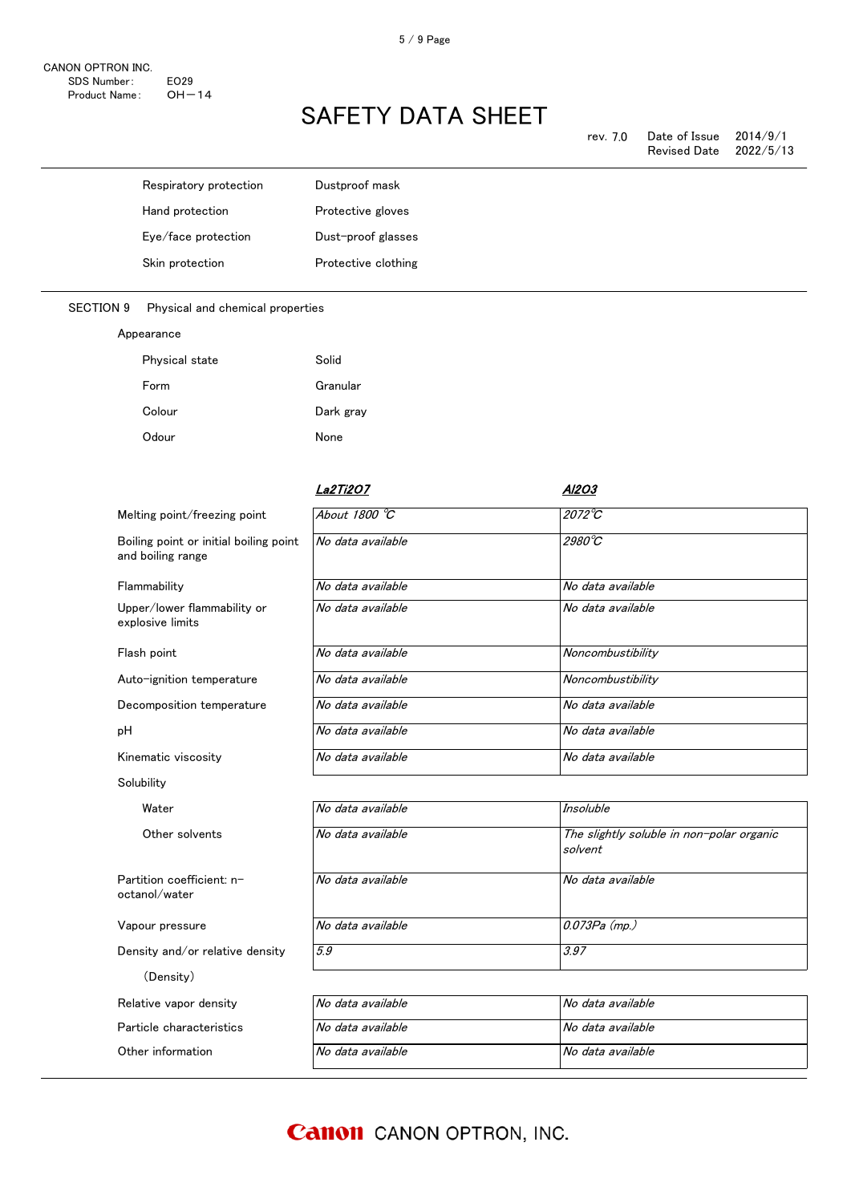| | |
|---|---|
| Respiratory protection | Dustproof mask |
| Hand protection | Protective gloves |
| Eye/face protection | Dust-proof glasses |
| Skin protection | Protective clothing |

## SECTION 9 Physical and chemical properties

Appearance

| | |
|---|---|
| Physical state | Solid |
| Form | Granular |
| Colour | Dark gray |
| Odour | None |

| | ***$La_2Ti_2O_7$*** | ***$Al_2O_3$*** |
|---|---|---|
| Melting point/freezing point | *About 1800 ℃* | *2072℃* |
| Boiling point or initial boiling point and boiling range | *No data available* | *2980℃* |
| Flammability | *No data available* | *No data available* |
| Upper/lower flammability or explosive limits | *No data available* | *No data available* |
| Flash point | *No data available* | *Noncombustibility* |
| Auto-ignition temperature | *No data available* | *Noncombustibility* |
| Decomposition temperature | *No data available* | *No data available* |
| pH | *No data available* | *No data available* |
| Kinematic viscosity | *No data available* | *No data available* |
| Solubility | | |
| Water | *No data available* | *Insoluble* |
| Other solvents | *No data available* | *The slightly soluble in non-polar organic solvent* |
| Partition coefficient: n-octanol/water | *No data available* | *No data available* |
| Vapour pressure | *No data available* | *0.073Pa (mp.)* |
| Density and/or relative density (Density) | *5.9* | *3.97* |
| Relative vapor density | *No data available* | *No data available* |
| Particle characteristics | *No data available* | *No data available* |
| Other information | *No data available* | *No data available* |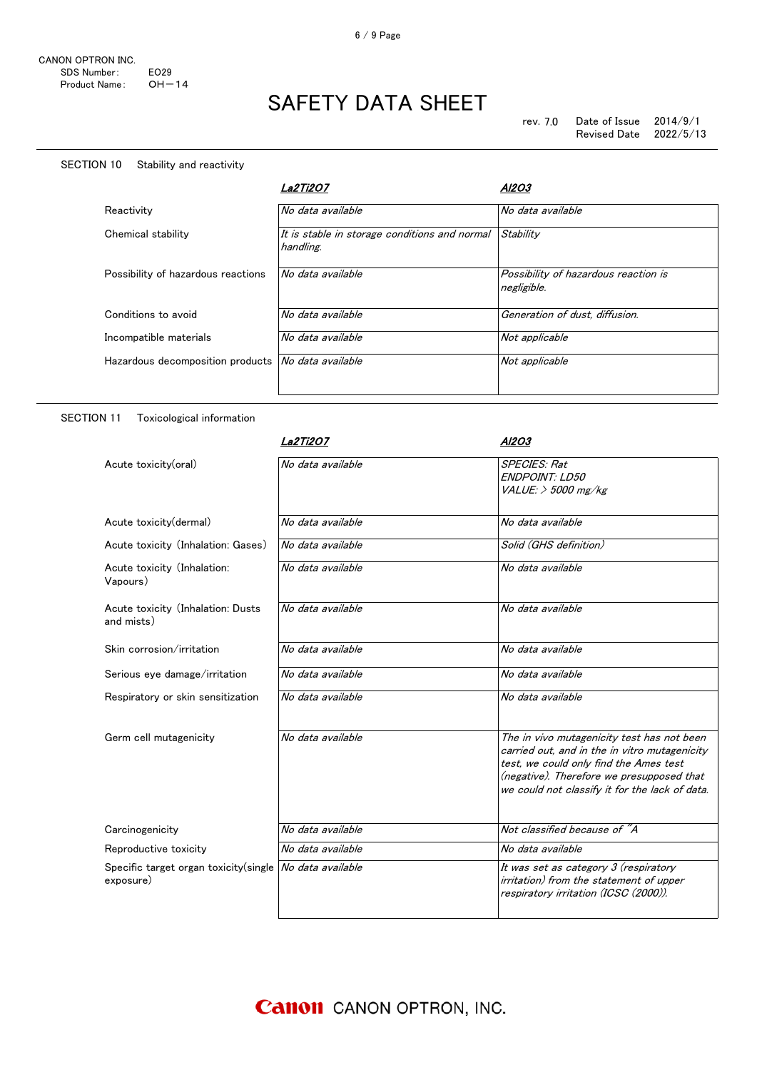CANON OPTRON INC.
SDS Number: E029
Product Name: OH－14

# SAFETY DATA SHEET

rev. 7.0　Date of Issue 2014/9/1
Revised Date 2022/5/13

## SECTION 10　Stability and reactivity

| | ***$La_2Ti_2O_7$*** | ***$Al_2O_3$*** |
|---|---|---|
| Reactivity | *No data available* | *No data available* |
| Chemical stability | *It is stable in storage conditions and normal handling.* | *Stability* |
| Possibility of hazardous reactions | *No data available* | *Possibility of hazardous reaction is negligible.* |
| Conditions to avoid | *No data available* | *Generation of dust, diffusion.* |
| Incompatible materials | *No data available* | *Not applicable* |
| Hazardous decomposition products | *No data available* | *Not applicable* |

## SECTION 11　Toxicological information

| | ***$La_2Ti_2O_7$*** | ***$Al_2O_3$*** |
|---|---|---|
| Acute toxicity(oral) | *No data available* | *SPECIES: Rat ENDPOINT: LD50 VALUE: > 5000 mg/kg* |
| Acute toxicity(dermal) | *No data available* | *No data available* |
| Acute toxicity (Inhalation: Gases) | *No data available* | *Solid (GHS definition)* |
| Acute toxicity (Inhalation: Vapours) | *No data available* | *No data available* |
| Acute toxicity (Inhalation: Dusts and mists) | *No data available* | *No data available* |
| Skin corrosion/irritation | *No data available* | *No data available* |
| Serious eye damage/irritation | *No data available* | *No data available* |
| Respiratory or skin sensitization | *No data available* | *No data available* |
| Germ cell mutagenicity | *No data available* | *The in vivo mutagenicity test has not been carried out, and in the in vitro mutagenicity test, we could only find the Ames test (negative). Therefore we presupposed that we could not classify it for the lack of data.* |
| Carcinogenicity | *No data available* | *Not classified because of "A* |
| Reproductive toxicity | *No data available* | *No data available* |
| Specific target organ toxicity(single exposure) | *No data available* | *It was set as category 3 (respiratory irritation) from the statement of upper respiratory irritation (ICSC (2000)).* |

Canon CANON OPTRON, INC.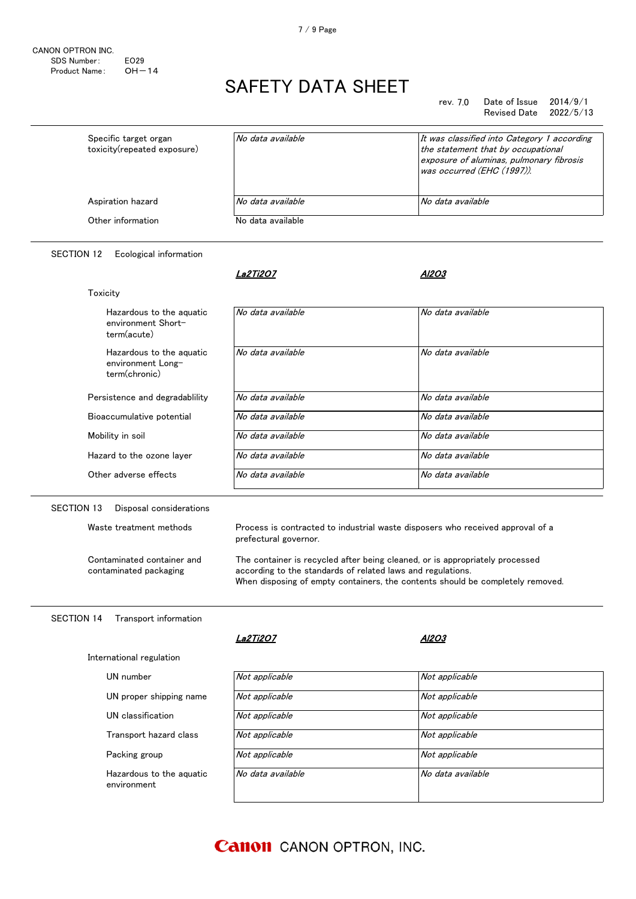| | | |
|---|---|---|
| Specific target organ toxicity(repeated exposure) | *No data available* | *It was classified into Category 1 according the statement that by occupational exposure of aluminas, pulmonary fibrosis was occurred (EHC (1997)).* |
| Aspiration hazard | *No data available* | *No data available* |
| Other information | No data available | |

## SECTION 12 Ecological information

| | ***La2Ti2O7*** | ***Al2O3*** |
|---|---|---|
| **Toxicity** | | |
| Hazardous to the aquatic environment Short-term(acute) | *No data available* | *No data available* |
| Hazardous to the aquatic environment Long-term(chronic) | *No data available* | *No data available* |
| Persistence and degradablility | *No data available* | *No data available* |
| Bioaccumulative potential | *No data available* | *No data available* |
| Mobility in soil | *No data available* | *No data available* |
| Hazard to the ozone layer | *No data available* | *No data available* |
| Other adverse effects | *No data available* | *No data available* |

## SECTION 13 Disposal considerations

**Waste treatment methods**

Process is contracted to industrial waste disposers who received approval of a prefectural governor.

**Contaminated container and contaminated packaging**

The container is recycled after being cleaned, or is appropriately processed according to the standards of related laws and regulations.
When disposing of empty containers, the contents should be completely removed.

## SECTION 14 Transport information

| | ***La2Ti2O7*** | ***Al2O3*** |
|---|---|---|
| **International regulation** | | |
| UN number | *Not applicable* | *Not applicable* |
| UN proper shipping name | *Not applicable* | *Not applicable* |
| UN classification | *Not applicable* | *Not applicable* |
| Transport hazard class | *Not applicable* | *Not applicable* |
| Packing group | *Not applicable* | *Not applicable* |
| Hazardous to the aquatic environment | *No data available* | *No data available* |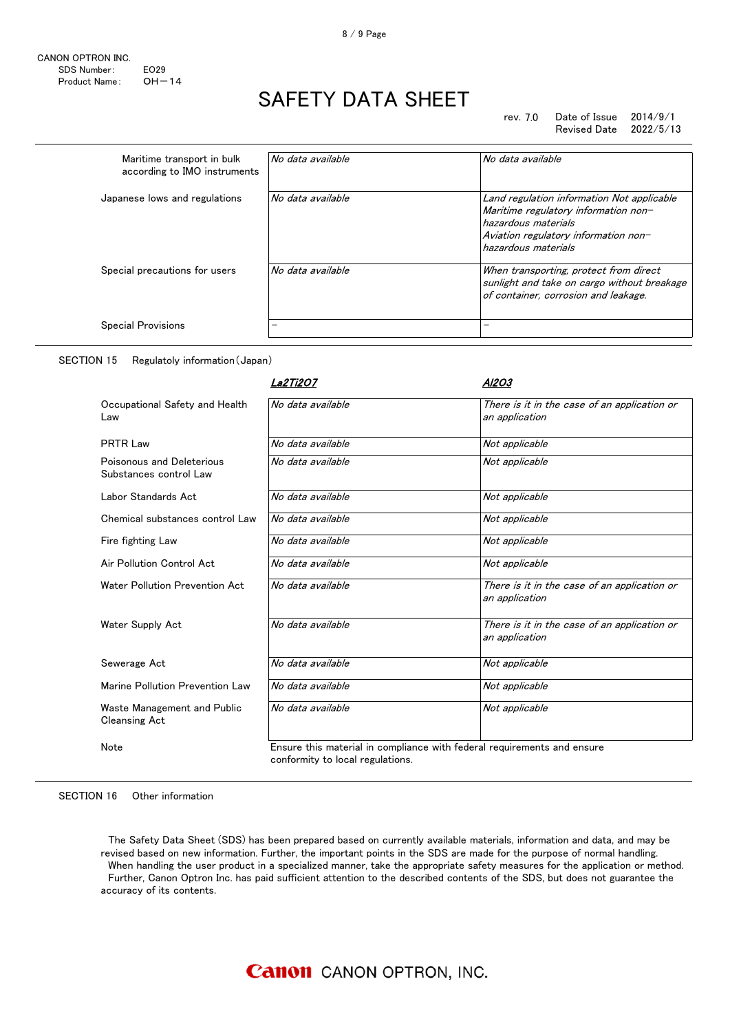| | | |
|---|---|---|
| Maritime transport in bulk according to IMO instruments | *No data available* | *No data available* |
| Japanese lows and regulations | *No data available* | *Land regulation information Not applicable*<br>*Maritime regulatory information non-hazardous materials*<br>*Aviation regulatory information non-hazardous materials* |
| Special precautions for users | *No data available* | *When transporting, protect from direct sunlight and take on cargo without breakage of container, corrosion and leakage.* |
| Special Provisions | – | – |

SECTION 15　Regulatoly information（Japan）

| | ***La2Ti2O7*** | ***Al2O3*** |
|---|---|---|
| Occupational Safety and Health Law | *No data available* | *There is it in the case of an application or an application* |
| PRTR Law | *No data available* | *Not applicable* |
| Poisonous and Deleterious Substances control Law | *No data available* | *Not applicable* |
| Labor Standards Act | *No data available* | *Not applicable* |
| Chemical substances control Law | *No data available* | *Not applicable* |
| Fire fighting Law | *No data available* | *Not applicable* |
| Air Pollution Control Act | *No data available* | *Not applicable* |
| Water Pollution Prevention Act | *No data available* | *There is it in the case of an application or an application* |
| Water Supply Act | *No data available* | *There is it in the case of an application or an application* |
| Sewerage Act | *No data available* | *Not applicable* |
| Marine Pollution Prevention Law | *No data available* | *Not applicable* |
| Waste Management and Public Cleansing Act | *No data available* | *Not applicable* |
| Note | Ensure this material in compliance with federal requirements and ensure conformity to local regulations. | |

SECTION 16　Other information

The Safety Data Sheet (SDS) has been prepared based on currently available materials, information and data, and may be revised based on new information. Further, the important points in the SDS are made for the purpose of normal handling.
When handling the user product in a specialized manner, take the appropriate safety measures for the application or method.
Further, Canon Optron Inc. has paid sufficient attention to the described contents of the SDS, but does not guarantee the accuracy of its contents.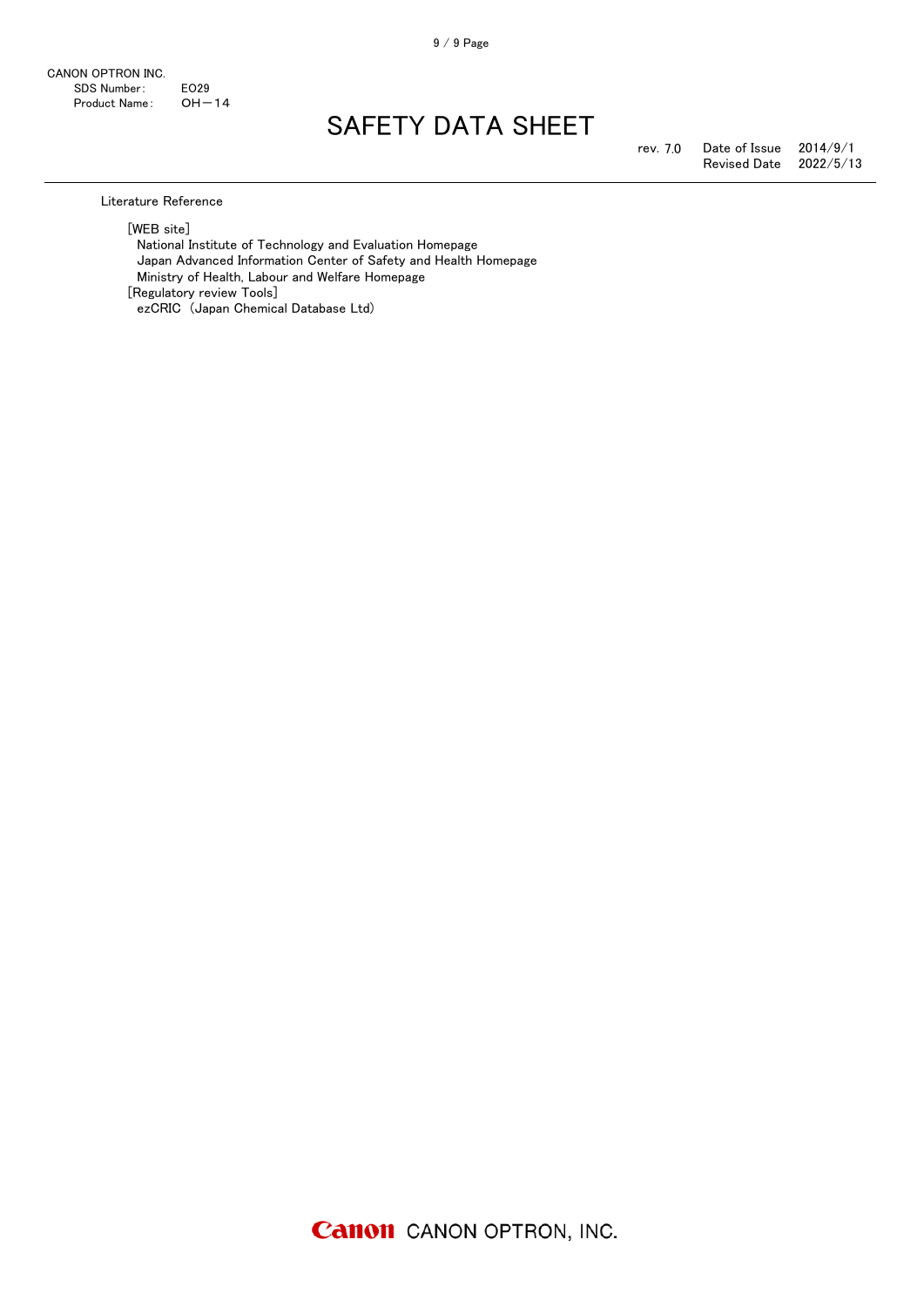Literature Reference

[WEB site]
National Institute of Technology and Evaluation Homepage
Japan Advanced Information Center of Safety and Health Homepage
Ministry of Health, Labour and Welfare Homepage
[Regulatory review Tools]
ezCRIC（Japan Chemical Database Ltd）